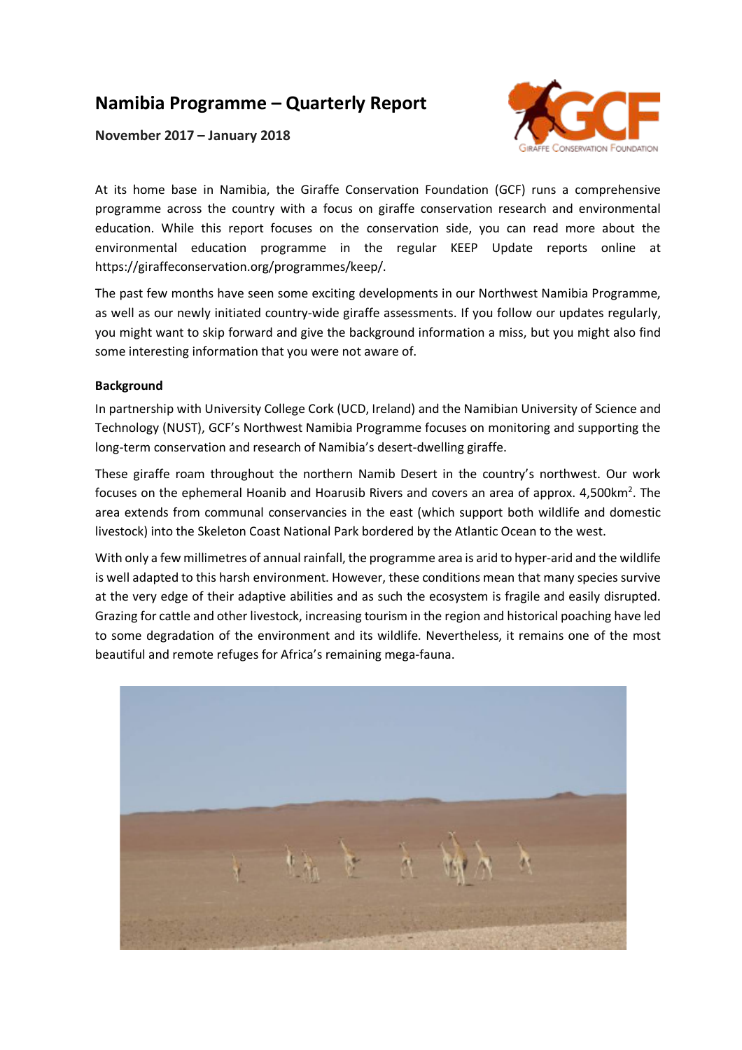# Namibia Programme – Quarterly Report

**November 2017 – January 2018**

At its home base in Namibia, the Giraffe Conservation Foundation (GCF) runs a comprehensive programme across the country with a focus on giraffe conservation research and environmental education. While this report focuses on the conservation side, you can read more about the environmental education programme in the regular KEEP Update reports online at https://giraffeconservation.org/programmes/keep/.

The past few months have seen some exciting developments in our Northwest Namibia Programme, as well as our newly initiated country-wide giraffe assessments. If you follow our updates regularly, you might want to skip forward and give the background information a miss, but you might also find some interesting information that you were not aware of.

**Background**

In partnership with University College Cork (UCD, Ireland) and the Namibian University of Science and Technology (NUST), GCF's Northwest Namibia Programme focuses on monitoring and supporting the long-term conservation and research of Namibia's desert-dwelling giraffe.

These giraffe roam throughout the northern Namib Desert in the country's northwest. Our work focuses on the ephemeral Hoanib and Hoarusib Rivers and covers an area of approx. 4,500km$^2$. The area extends from communal conservancies in the east (which support both wildlife and domestic livestock) into the Skeleton Coast National Park bordered by the Atlantic Ocean to the west.

With only a few millimetres of annual rainfall, the programme area is arid to hyper-arid and the wildlife is well adapted to this harsh environment. However, these conditions mean that many species survive at the very edge of their adaptive abilities and as such the ecosystem is fragile and easily disrupted. Grazing for cattle and other livestock, increasing tourism in the region and historical poaching have led to some degradation of the environment and its wildlife. Nevertheless, it remains one of the most beautiful and remote refuges for Africa's remaining mega-fauna.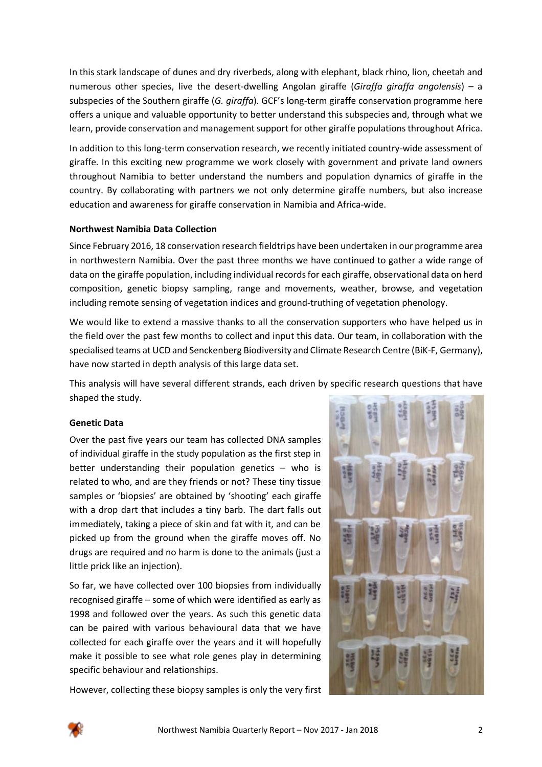In this stark landscape of dunes and dry riverbeds, along with elephant, black rhino, lion, cheetah and numerous other species, live the desert-dwelling Angolan giraffe (*Giraffa giraffa angolensis*) – a subspecies of the Southern giraffe (*G. giraffa*). GCF's long-term giraffe conservation programme here offers a unique and valuable opportunity to better understand this subspecies and, through what we learn, provide conservation and management support for other giraffe populations throughout Africa.

In addition to this long-term conservation research, we recently initiated country-wide assessment of giraffe. In this exciting new programme we work closely with government and private land owners throughout Namibia to better understand the numbers and population dynamics of giraffe in the country. By collaborating with partners we not only determine giraffe numbers, but also increase education and awareness for giraffe conservation in Namibia and Africa-wide.

**Northwest Namibia Data Collection**

Since February 2016, 18 conservation research fieldtrips have been undertaken in our programme area in northwestern Namibia. Over the past three months we have continued to gather a wide range of data on the giraffe population, including individual records for each giraffe, observational data on herd composition, genetic biopsy sampling, range and movements, weather, browse, and vegetation including remote sensing of vegetation indices and ground-truthing of vegetation phenology.

We would like to extend a massive thanks to all the conservation supporters who have helped us in the field over the past few months to collect and input this data. Our team, in collaboration with the specialised teams at UCD and Senckenberg Biodiversity and Climate Research Centre (BiK-F, Germany), have now started in depth analysis of this large data set.

This analysis will have several different strands, each driven by specific research questions that have shaped the study.

**Genetic Data**

Over the past five years our team has collected DNA samples of individual giraffe in the study population as the first step in better understanding their population genetics – who is related to who, and are they friends or not? These tiny tissue samples or 'biopsies' are obtained by 'shooting' each giraffe with a drop dart that includes a tiny barb. The dart falls out immediately, taking a piece of skin and fat with it, and can be picked up from the ground when the giraffe moves off. No drugs are required and no harm is done to the animals (just a little prick like an injection).

So far, we have collected over 100 biopsies from individually recognised giraffe – some of which were identified as early as 1998 and followed over the years. As such this genetic data can be paired with various behavioural data that we have collected for each giraffe over the years and it will hopefully make it possible to see what role genes play in determining specific behaviour and relationships.

However, collecting these biopsy samples is only the very first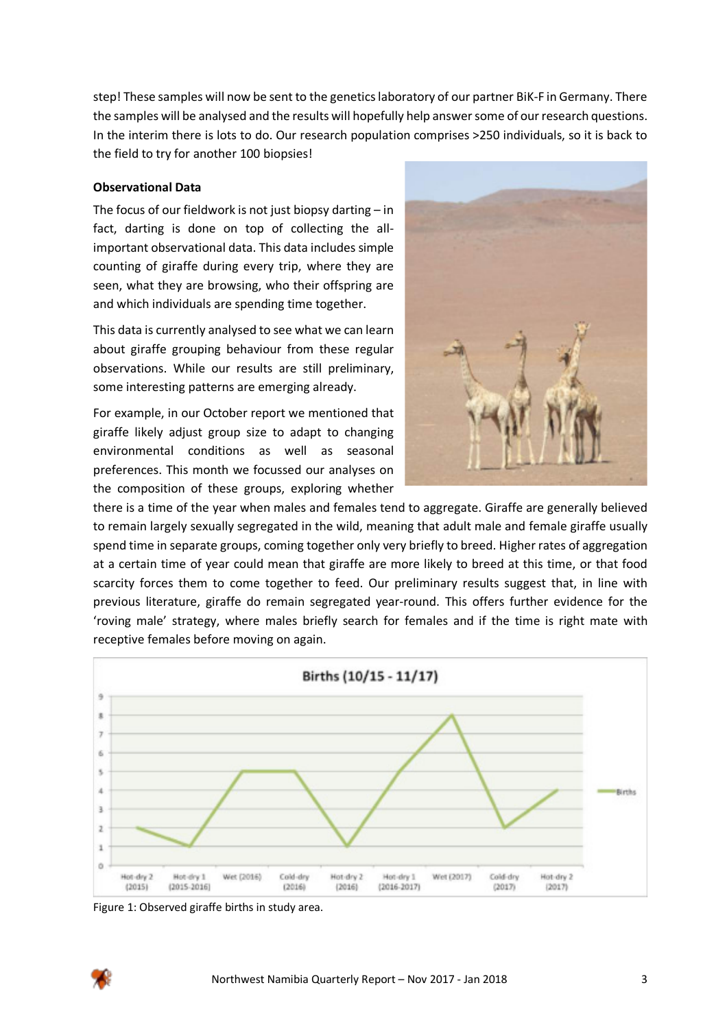step! These samples will now be sent to the genetics laboratory of our partner BiK-F in Germany. There the samples will be analysed and the results will hopefully help answer some of our research questions. In the interim there is lots to do. Our research population comprises >250 individuals, so it is back to the field to try for another 100 biopsies!

**Observational Data**

The focus of our fieldwork is not just biopsy darting – in fact, darting is done on top of collecting the all-important observational data. This data includes simple counting of giraffe during every trip, where they are seen, what they are browsing, who their offspring are and which individuals are spending time together.

This data is currently analysed to see what we can learn about giraffe grouping behaviour from these regular observations. While our results are still preliminary, some interesting patterns are emerging already.

For example, in our October report we mentioned that giraffe likely adjust group size to adapt to changing environmental conditions as well as seasonal preferences. This month we focussed our analyses on the composition of these groups, exploring whether there is a time of the year when males and females tend to aggregate. Giraffe are generally believed to remain largely sexually segregated in the wild, meaning that adult male and female giraffe usually spend time in separate groups, coming together only very briefly to breed. Higher rates of aggregation at a certain time of year could mean that giraffe are more likely to breed at this time, or that food scarcity forces them to come together to feed. Our preliminary results suggest that, in line with previous literature, giraffe do remain segregated year-round. This offers further evidence for the 'roving male' strategy, where males briefly search for females and if the time is right mate with receptive females before moving on again.

Figure 1: Observed giraffe births in study area.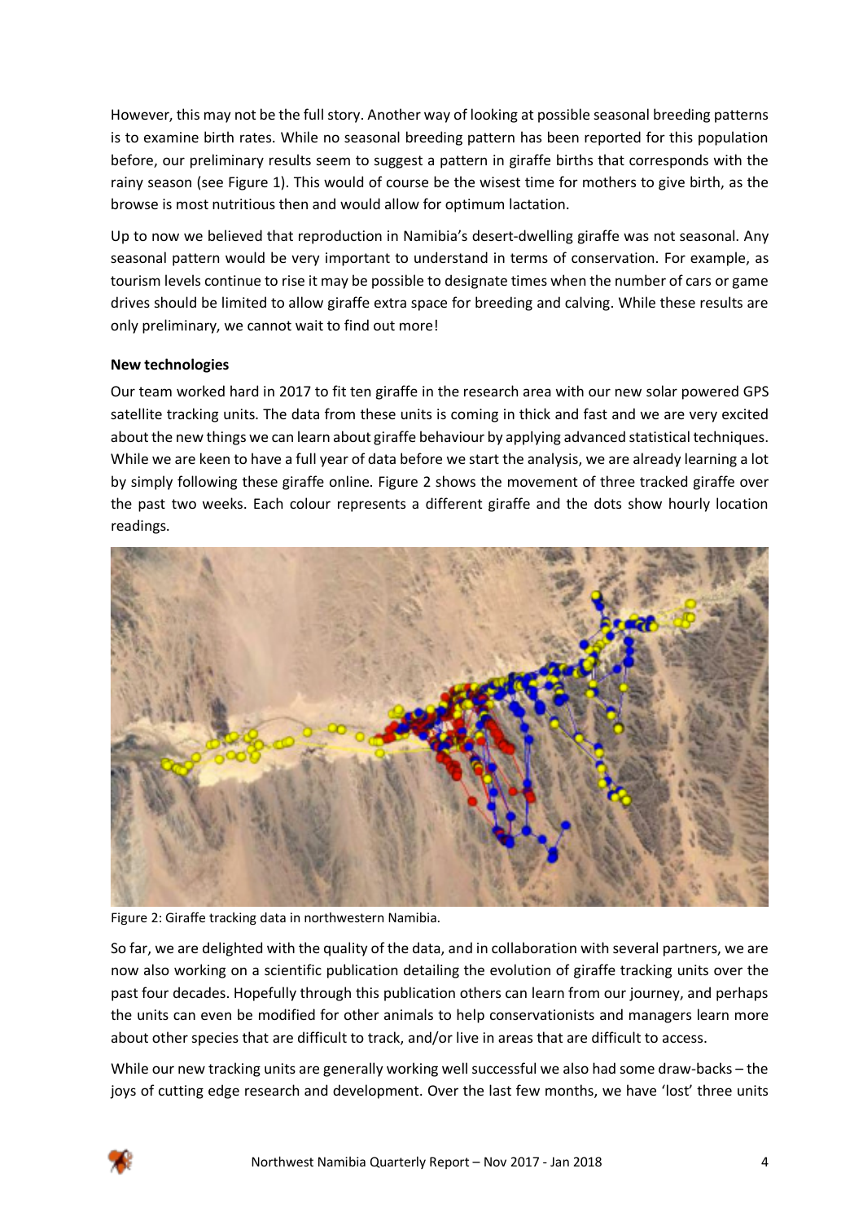However, this may not be the full story. Another way of looking at possible seasonal breeding patterns is to examine birth rates. While no seasonal breeding pattern has been reported for this population before, our preliminary results seem to suggest a pattern in giraffe births that corresponds with the rainy season (see Figure 1). This would of course be the wisest time for mothers to give birth, as the browse is most nutritious then and would allow for optimum lactation.

Up to now we believed that reproduction in Namibia's desert-dwelling giraffe was not seasonal. Any seasonal pattern would be very important to understand in terms of conservation. For example, as tourism levels continue to rise it may be possible to designate times when the number of cars or game drives should be limited to allow giraffe extra space for breeding and calving. While these results are only preliminary, we cannot wait to find out more!

**New technologies**

Our team worked hard in 2017 to fit ten giraffe in the research area with our new solar powered GPS satellite tracking units. The data from these units is coming in thick and fast and we are very excited about the new things we can learn about giraffe behaviour by applying advanced statistical techniques. While we are keen to have a full year of data before we start the analysis, we are already learning a lot by simply following these giraffe online. Figure 2 shows the movement of three tracked giraffe over the past two weeks. Each colour represents a different giraffe and the dots show hourly location readings.

Figure 2: Giraffe tracking data in northwestern Namibia.

So far, we are delighted with the quality of the data, and in collaboration with several partners, we are now also working on a scientific publication detailing the evolution of giraffe tracking units over the past four decades. Hopefully through this publication others can learn from our journey, and perhaps the units can even be modified for other animals to help conservationists and managers learn more about other species that are difficult to track, and/or live in areas that are difficult to access.

While our new tracking units are generally working well successful we also had some draw-backs – the joys of cutting edge research and development. Over the last few months, we have 'lost' three units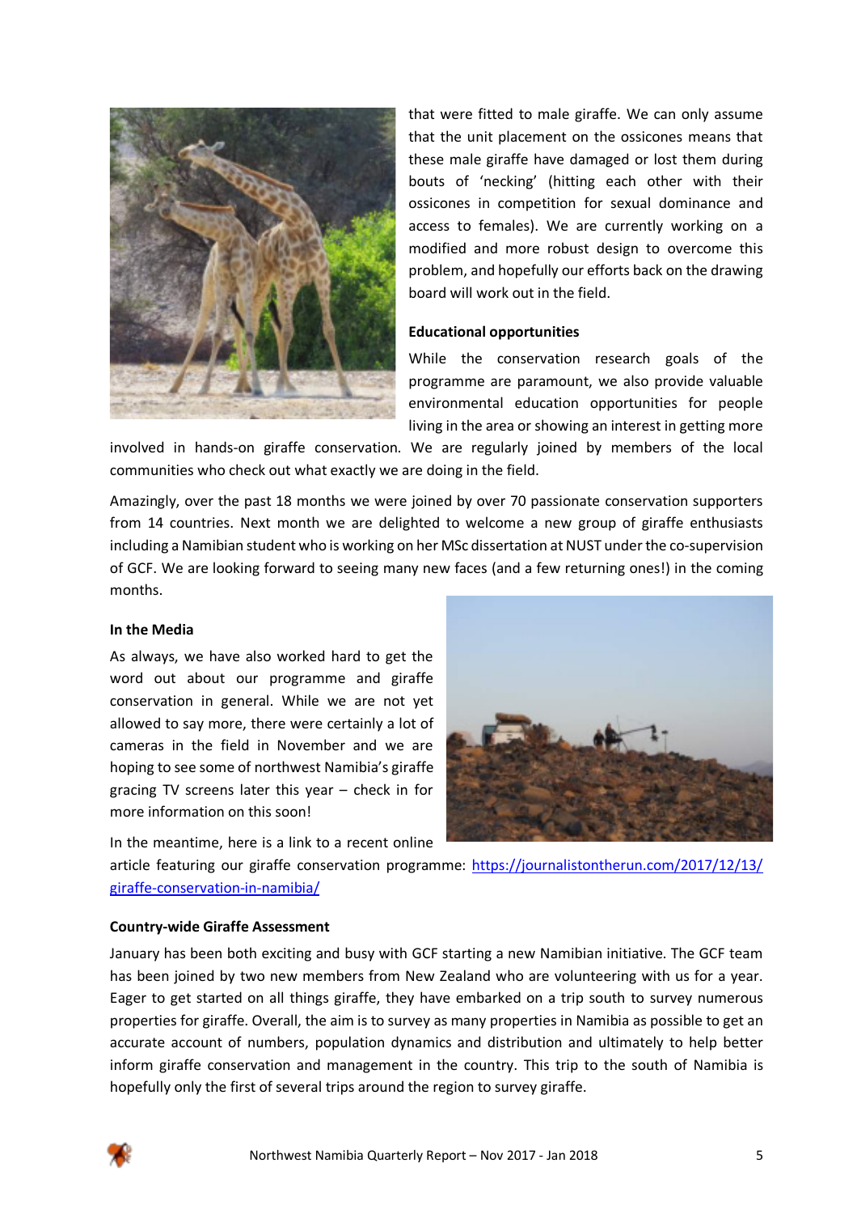that were fitted to male giraffe. We can only assume that the unit placement on the ossicones means that these male giraffe have damaged or lost them during bouts of 'necking' (hitting each other with their ossicones in competition for sexual dominance and access to females). We are currently working on a modified and more robust design to overcome this problem, and hopefully our efforts back on the drawing board will work out in the field.

**Educational opportunities**

While the conservation research goals of the programme are paramount, we also provide valuable environmental education opportunities for people living in the area or showing an interest in getting more involved in hands-on giraffe conservation. We are regularly joined by members of the local communities who check out what exactly we are doing in the field.

Amazingly, over the past 18 months we were joined by over 70 passionate conservation supporters from 14 countries. Next month we are delighted to welcome a new group of giraffe enthusiasts including a Namibian student who is working on her MSc dissertation at NUST under the co-supervision of GCF. We are looking forward to seeing many new faces (and a few returning ones!) in the coming months.

**In the Media**

As always, we have also worked hard to get the word out about our programme and giraffe conservation in general. While we are not yet allowed to say more, there were certainly a lot of cameras in the field in November and we are hoping to see some of northwest Namibia's giraffe gracing TV screens later this year – check in for more information on this soon!

In the meantime, here is a link to a recent online article featuring our giraffe conservation programme: https://journalistontherun.com/2017/12/13/giraffe-conservation-in-namibia/

**Country-wide Giraffe Assessment**

January has been both exciting and busy with GCF starting a new Namibian initiative. The GCF team has been joined by two new members from New Zealand who are volunteering with us for a year. Eager to get started on all things giraffe, they have embarked on a trip south to survey numerous properties for giraffe. Overall, the aim is to survey as many properties in Namibia as possible to get an accurate account of numbers, population dynamics and distribution and ultimately to help better inform giraffe conservation and management in the country. This trip to the south of Namibia is hopefully only the first of several trips around the region to survey giraffe.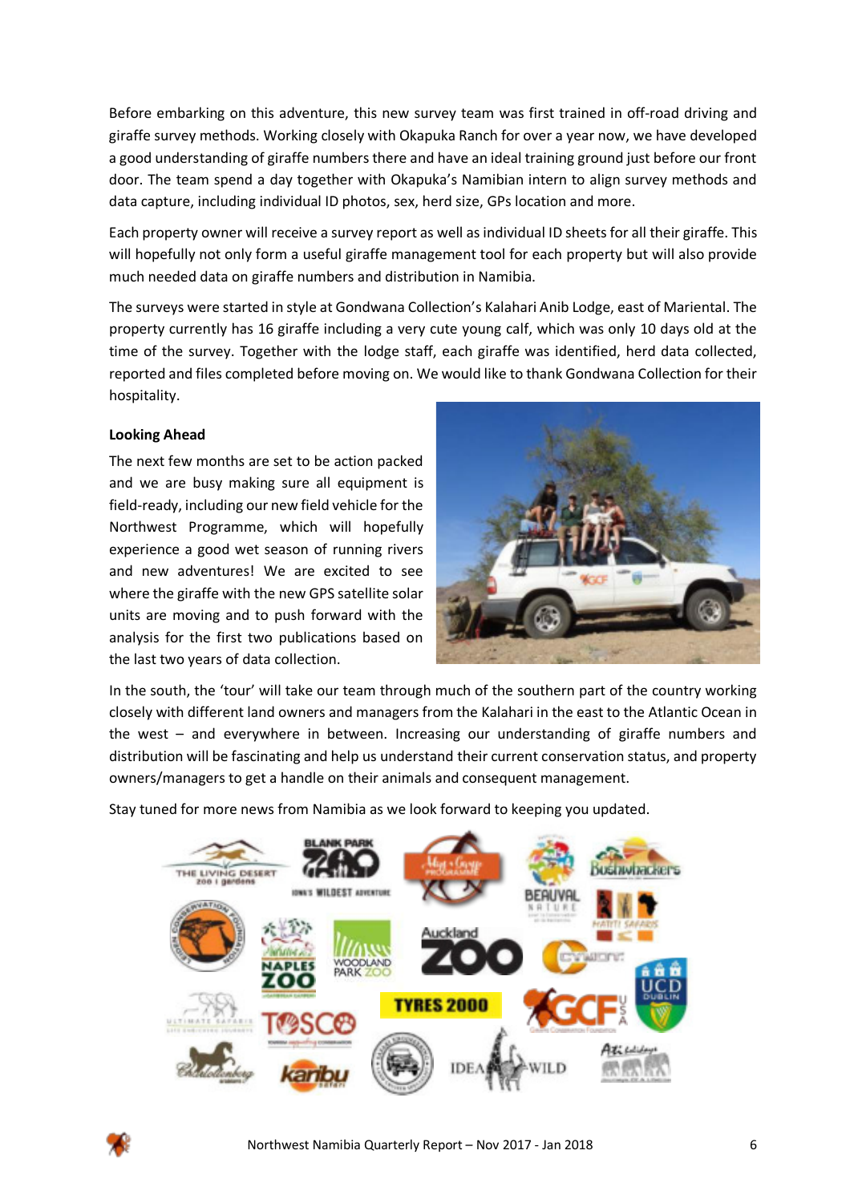Before embarking on this adventure, this new survey team was first trained in off-road driving and giraffe survey methods. Working closely with Okapuka Ranch for over a year now, we have developed a good understanding of giraffe numbers there and have an ideal training ground just before our front door. The team spend a day together with Okapuka's Namibian intern to align survey methods and data capture, including individual ID photos, sex, herd size, GPs location and more.

Each property owner will receive a survey report as well as individual ID sheets for all their giraffe. This will hopefully not only form a useful giraffe management tool for each property but will also provide much needed data on giraffe numbers and distribution in Namibia.

The surveys were started in style at Gondwana Collection's Kalahari Anib Lodge, east of Mariental. The property currently has 16 giraffe including a very cute young calf, which was only 10 days old at the time of the survey. Together with the lodge staff, each giraffe was identified, herd data collected, reported and files completed before moving on. We would like to thank Gondwana Collection for their hospitality.

**Looking Ahead**

The next few months are set to be action packed and we are busy making sure all equipment is field-ready, including our new field vehicle for the Northwest Programme, which will hopefully experience a good wet season of running rivers and new adventures! We are excited to see where the giraffe with the new GPS satellite solar units are moving and to push forward with the analysis for the first two publications based on the last two years of data collection.

In the south, the 'tour' will take our team through much of the southern part of the country working closely with different land owners and managers from the Kalahari in the east to the Atlantic Ocean in the west – and everywhere in between. Increasing our understanding of giraffe numbers and distribution will be fascinating and help us understand their current conservation status, and property owners/managers to get a handle on their animals and consequent management.

Stay tuned for more news from Namibia as we look forward to keeping you updated.